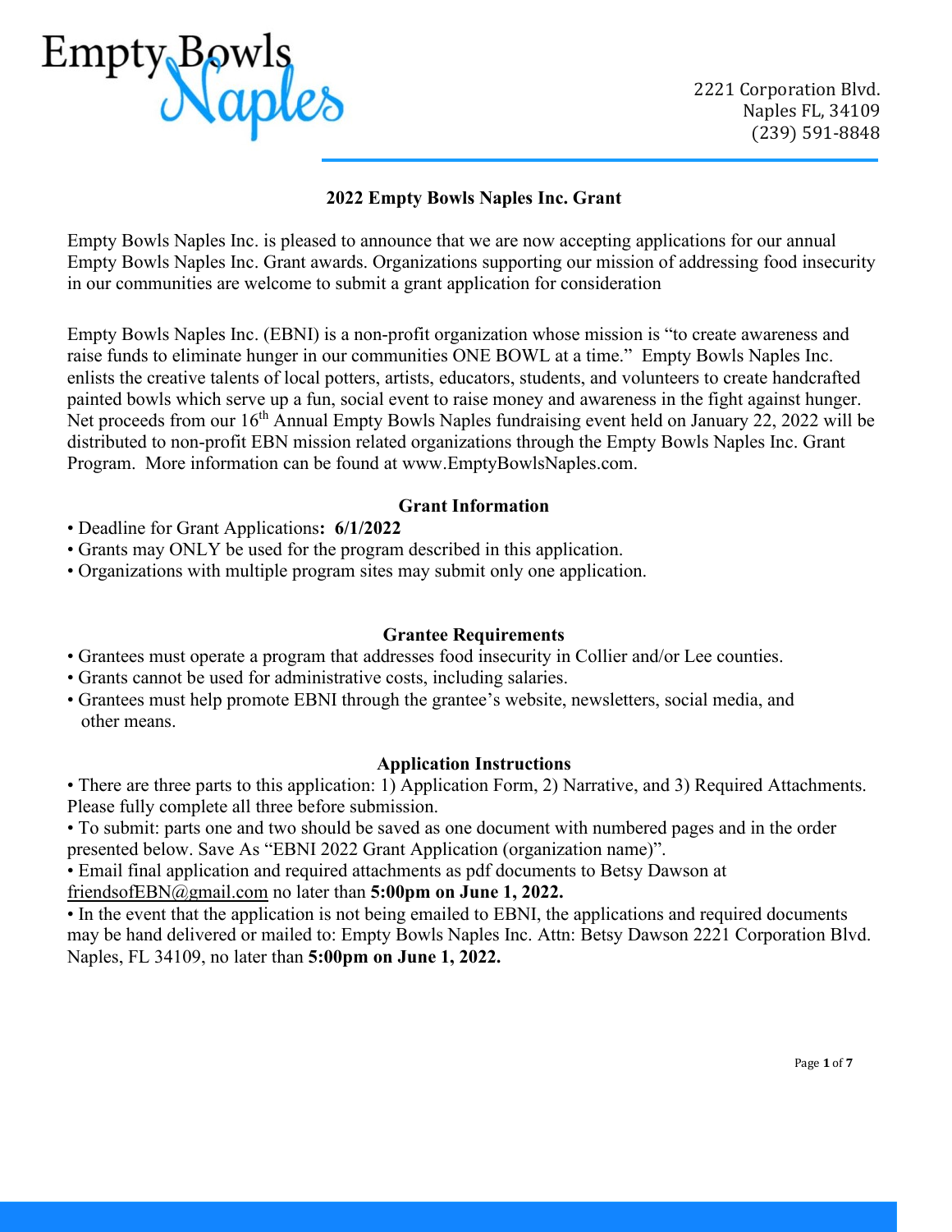Empty Bowls Naples

2221 Corporation Blvd.
Naples FL, 34109
(239) 591-8848

# 2022 Empty Bowls Naples Inc. Grant

Empty Bowls Naples Inc. is pleased to announce that we are now accepting applications for our annual Empty Bowls Naples Inc. Grant awards. Organizations supporting our mission of addressing food insecurity in our communities are welcome to submit a grant application for consideration

Empty Bowls Naples Inc. (EBNI) is a non-profit organization whose mission is "to create awareness and raise funds to eliminate hunger in our communities ONE BOWL at a time." Empty Bowls Naples Inc. enlists the creative talents of local potters, artists, educators, students, and volunteers to create handcrafted painted bowls which serve up a fun, social event to raise money and awareness in the fight against hunger. Net proceeds from our 16th Annual Empty Bowls Naples fundraising event held on January 22, 2022 will be distributed to non-profit EBN mission related organizations through the Empty Bowls Naples Inc. Grant Program. More information can be found at www.EmptyBowlsNaples.com.

## Grant Information

- Deadline for Grant Applications**: 6/1/2022**
- Grants may ONLY be used for the program described in this application.
- Organizations with multiple program sites may submit only one application.

## Grantee Requirements

- Grantees must operate a program that addresses food insecurity in Collier and/or Lee counties.
- Grants cannot be used for administrative costs, including salaries.
- Grantees must help promote EBNI through the grantee's website, newsletters, social media, and other means.

## Application Instructions

- There are three parts to this application: 1) Application Form, 2) Narrative, and 3) Required Attachments. Please fully complete all three before submission.
- To submit: parts one and two should be saved as one document with numbered pages and in the order presented below. Save As "EBNI 2022 Grant Application (organization name)".
- Email final application and required attachments as pdf documents to Betsy Dawson at friendsofEBN@gmail.com no later than **5:00pm on June 1, 2022.**
- In the event that the application is not being emailed to EBNI, the applications and required documents may be hand delivered or mailed to: Empty Bowls Naples Inc. Attn: Betsy Dawson 2221 Corporation Blvd. Naples, FL 34109, no later than **5:00pm on June 1, 2022.**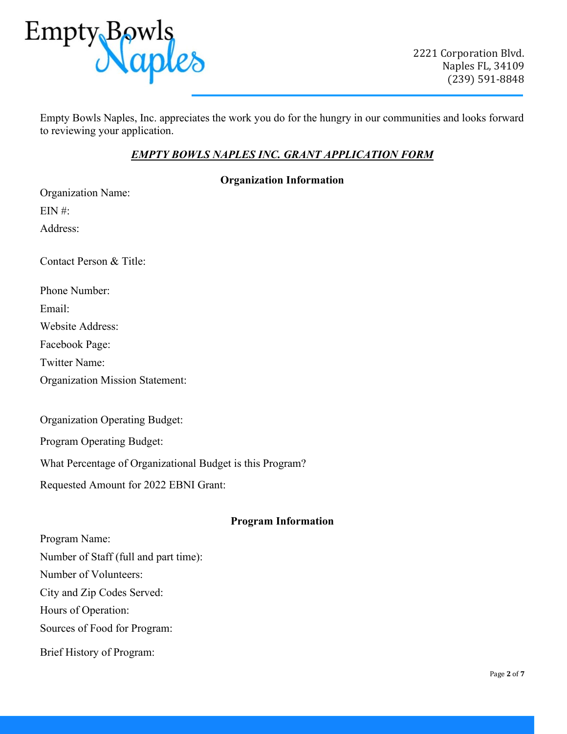Empty Bowls Naples

2221 Corporation Blvd.
Naples FL, 34109
(239) 591-8848

Empty Bowls Naples, Inc. appreciates the work you do for the hungry in our communities and looks forward to reviewing your application.

## ***EMPTY BOWLS NAPLES INC. GRANT APPLICATION FORM***

### Organization Information

Organization Name:

EIN #:

Address:

Contact Person & Title:

Phone Number:

Email:

Website Address:

Facebook Page:

Twitter Name:

Organization Mission Statement:

Organization Operating Budget:

Program Operating Budget:

What Percentage of Organizational Budget is this Program?

Requested Amount for 2022 EBNI Grant:

### Program Information

Program Name:

Number of Staff (full and part time):

Number of Volunteers:

City and Zip Codes Served:

Hours of Operation:

Sources of Food for Program:

Brief History of Program: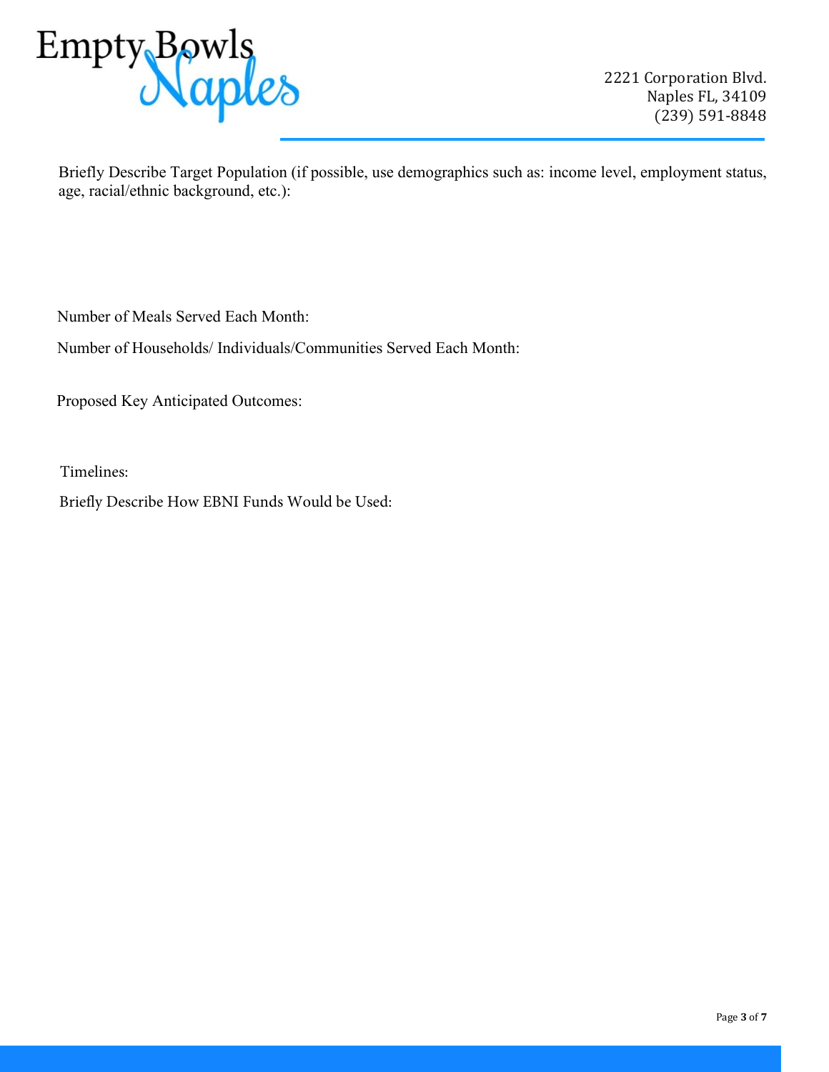Briefly Describe Target Population (if possible, use demographics such as: income level, employment status, age, racial/ethnic background, etc.):

Number of Meals Served Each Month:

Number of Households/ Individuals/Communities Served Each Month:

Proposed Key Anticipated Outcomes:

Timelines:

Briefly Describe How EBNI Funds Would be Used: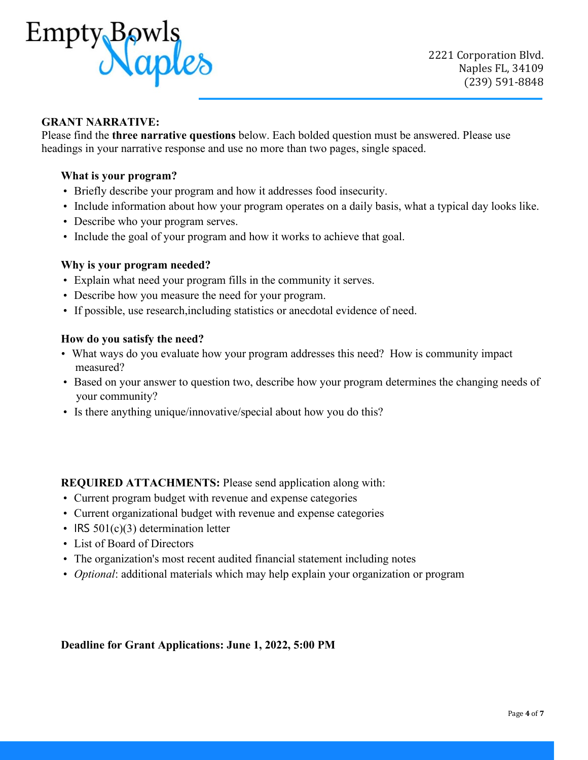Empty Bowls Naples

2221 Corporation Blvd.
Naples FL, 34109
(239) 591-8848

**GRANT NARRATIVE:**
Please find the **three narrative questions** below. Each bolded question must be answered. Please use headings in your narrative response and use no more than two pages, single spaced.

**What is your program?**

- Briefly describe your program and how it addresses food insecurity.
- Include information about how your program operates on a daily basis, what a typical day looks like.
- Describe who your program serves.
- Include the goal of your program and how it works to achieve that goal.

**Why is your program needed?**

- Explain what need your program fills in the community it serves.
- Describe how you measure the need for your program.
- If possible, use research,including statistics or anecdotal evidence of need.

**How do you satisfy the need?**

- What ways do you evaluate how your program addresses this need? How is community impact measured?
- Based on your answer to question two, describe how your program determines the changing needs of your community?
- Is there anything unique/innovative/special about how you do this?

**REQUIRED ATTACHMENTS:** Please send application along with:

- Current program budget with revenue and expense categories
- Current organizational budget with revenue and expense categories
- IRS 501(c)(3) determination letter
- List of Board of Directors
- The organization's most recent audited financial statement including notes
- *Optional*: additional materials which may help explain your organization or program

**Deadline for Grant Applications: June 1, 2022, 5:00 PM**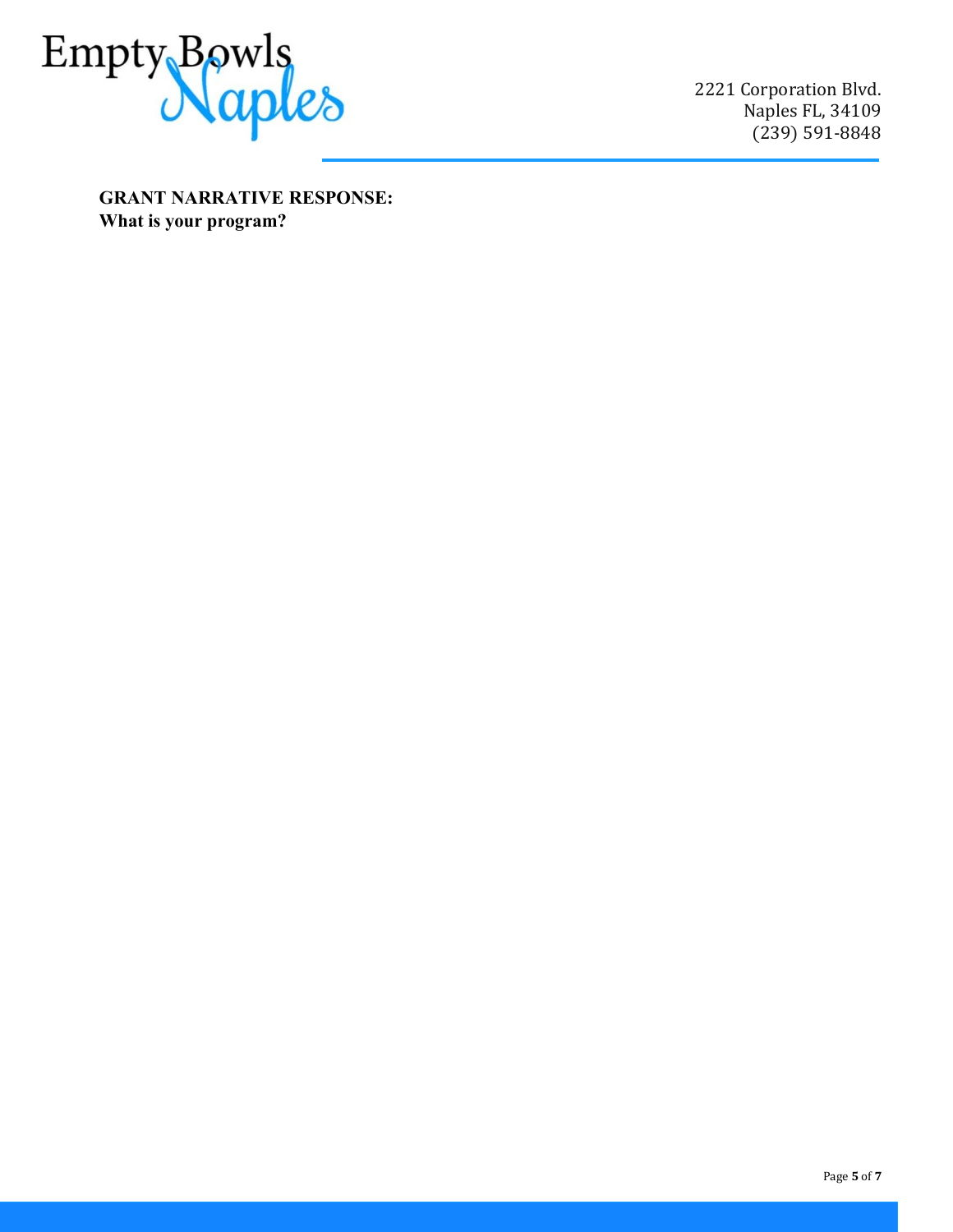**GRANT NARRATIVE RESPONSE:**
**What is your program?**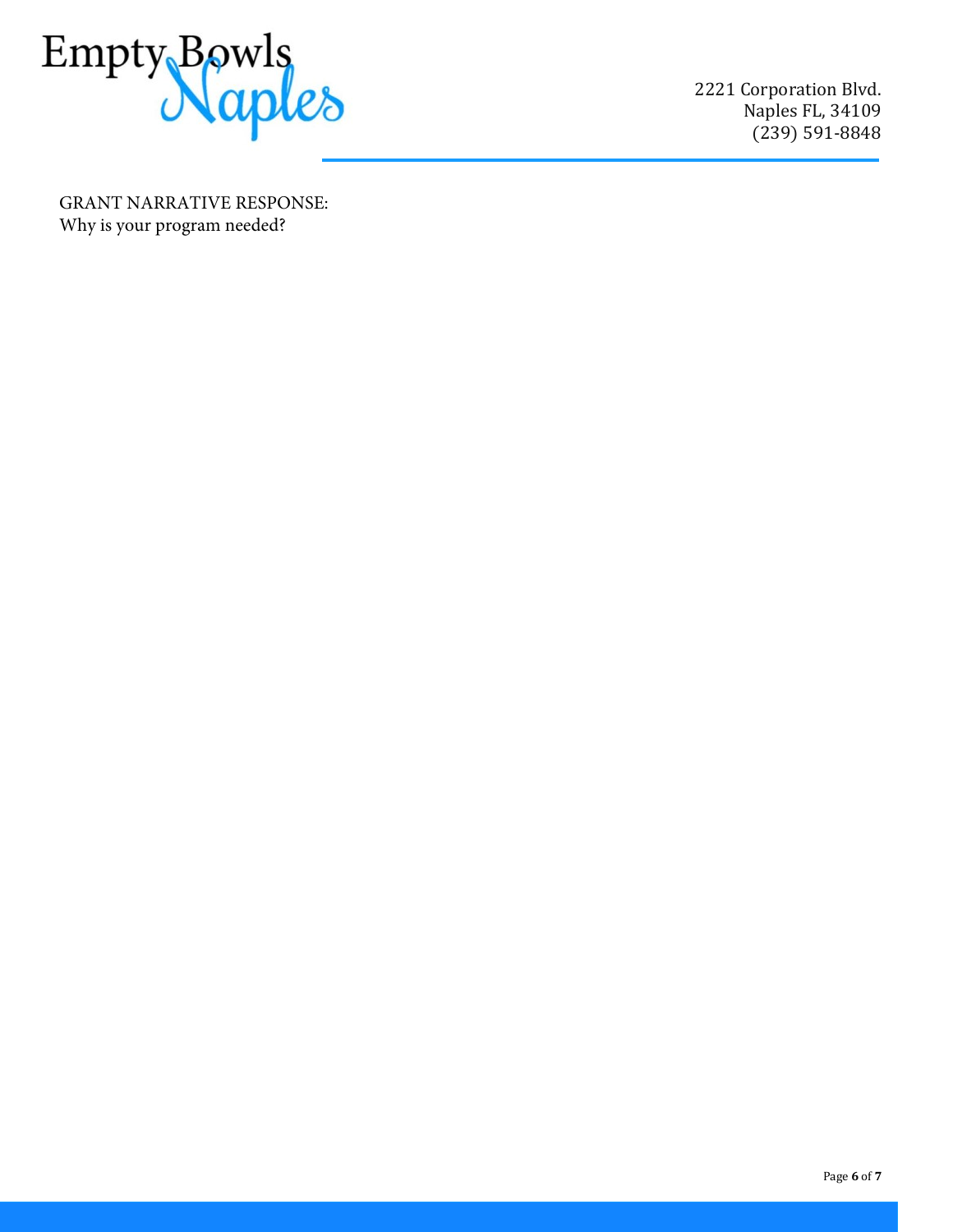GRANT NARRATIVE RESPONSE:

Why is your program needed?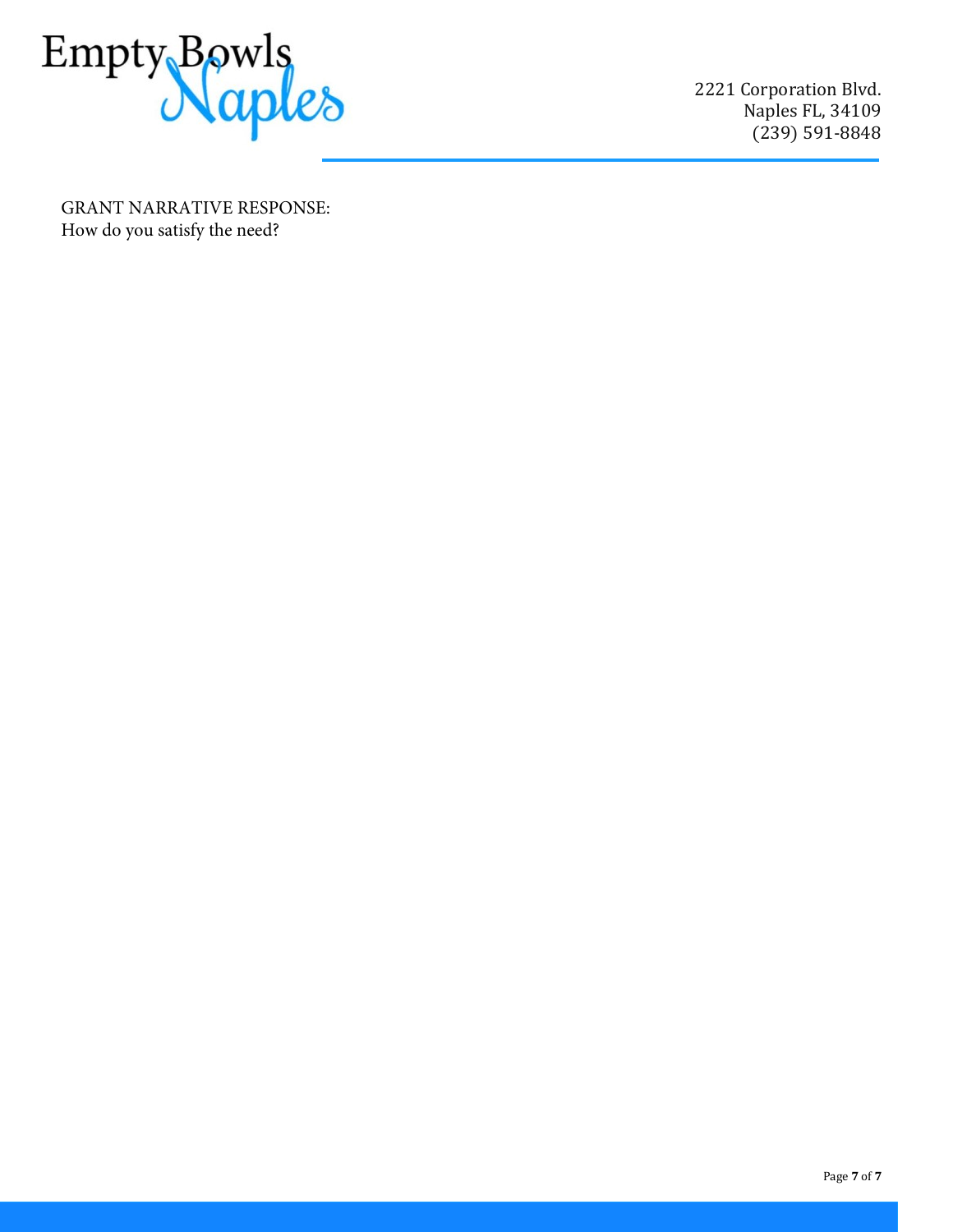Empty Bowls Naples

2221 Corporation Blvd.
Naples FL, 34109
(239) 591-8848

GRANT NARRATIVE RESPONSE:
How do you satisfy the need?